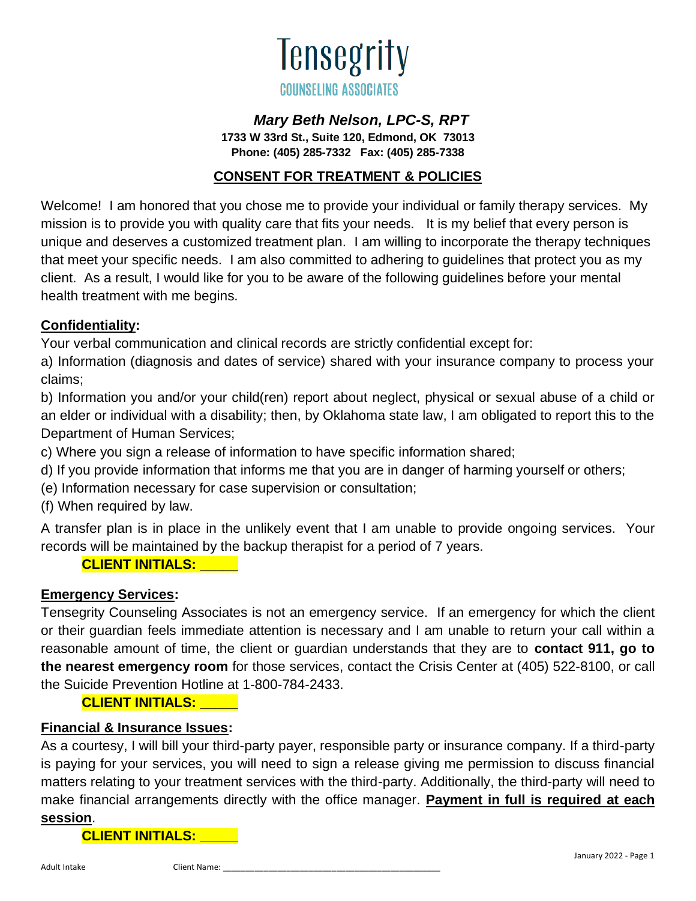# Tensegrity

COUNSELING ASSOCIATES

***Mary Beth Nelson, LPC-S, RPT***

**1733 W 33rd St., Suite 120, Edmond, OK 73013**

**Phone: (405) 285-7332 Fax: (405) 285-7338**

## CONSENT FOR TREATMENT & POLICIES

Welcome! I am honored that you chose me to provide your individual or family therapy services. My mission is to provide you with quality care that fits your needs. It is my belief that every person is unique and deserves a customized treatment plan. I am willing to incorporate the therapy techniques that meet your specific needs. I am also committed to adhering to guidelines that protect you as my client. As a result, I would like for you to be aware of the following guidelines before your mental health treatment with me begins.

**Confidentiality:**

Your verbal communication and clinical records are strictly confidential except for:

a) Information (diagnosis and dates of service) shared with your insurance company to process your claims;

b) Information you and/or your child(ren) report about neglect, physical or sexual abuse of a child or an elder or individual with a disability; then, by Oklahoma state law, I am obligated to report this to the Department of Human Services;

c) Where you sign a release of information to have specific information shared;

d) If you provide information that informs me that you are in danger of harming yourself or others;

(e) Information necessary for case supervision or consultation;

(f) When required by law.

A transfer plan is in place in the unlikely event that I am unable to provide ongoing services. Your records will be maintained by the backup therapist for a period of 7 years.

**CLIENT INITIALS: _____**

**Emergency Services:**

Tensegrity Counseling Associates is not an emergency service. If an emergency for which the client or their guardian feels immediate attention is necessary and I am unable to return your call within a reasonable amount of time, the client or guardian understands that they are to **contact 911, go to the nearest emergency room** for those services, contact the Crisis Center at (405) 522-8100, or call the Suicide Prevention Hotline at 1-800-784-2433.

**CLIENT INITIALS: _____**

**Financial & Insurance Issues:**

As a courtesy, I will bill your third-party payer, responsible party or insurance company. If a third-party is paying for your services, you will need to sign a release giving me permission to discuss financial matters relating to your treatment services with the third-party. Additionally, the third-party will need to make financial arrangements directly with the office manager. **Payment in full is required at each session**.

**CLIENT INITIALS: _____**

Adult Intake Client Name: ___________________________________________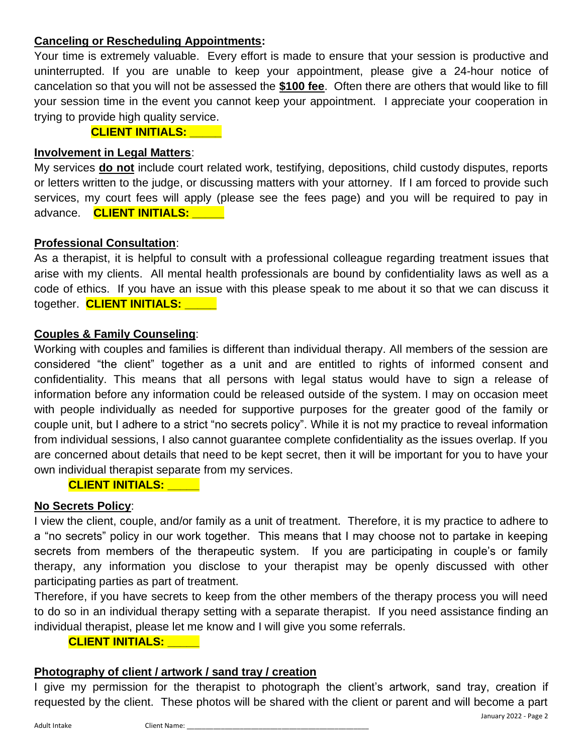**Canceling or Rescheduling Appointments:**

Your time is extremely valuable. Every effort is made to ensure that your session is productive and uninterrupted. If you are unable to keep your appointment, please give a 24-hour notice of cancelation so that you will not be assessed the **$100 fee**. Often there are others that would like to fill your session time in the event you cannot keep your appointment. I appreciate your cooperation in trying to provide high quality service.

**CLIENT INITIALS: _____**

**Involvement in Legal Matters**:

My services **do not** include court related work, testifying, depositions, child custody disputes, reports or letters written to the judge, or discussing matters with your attorney. If I am forced to provide such services, my court fees will apply (please see the fees page) and you will be required to pay in advance. **CLIENT INITIALS: _____**

**Professional Consultation**:

As a therapist, it is helpful to consult with a professional colleague regarding treatment issues that arise with my clients. All mental health professionals are bound by confidentiality laws as well as a code of ethics. If you have an issue with this please speak to me about it so that we can discuss it together. **CLIENT INITIALS: _____**

**Couples & Family Counseling**:

Working with couples and families is different than individual therapy. All members of the session are considered "the client" together as a unit and are entitled to rights of informed consent and confidentiality. This means that all persons with legal status would have to sign a release of information before any information could be released outside of the system. I may on occasion meet with people individually as needed for supportive purposes for the greater good of the family or couple unit, but I adhere to a strict "no secrets policy". While it is not my practice to reveal information from individual sessions, I also cannot guarantee complete confidentiality as the issues overlap. If you are concerned about details that need to be kept secret, then it will be important for you to have your own individual therapist separate from my services.

**CLIENT INITIALS: _____**

**No Secrets Policy**:

I view the client, couple, and/or family as a unit of treatment. Therefore, it is my practice to adhere to a "no secrets" policy in our work together. This means that I may choose not to partake in keeping secrets from members of the therapeutic system. If you are participating in couple's or family therapy, any information you disclose to your therapist may be openly discussed with other participating parties as part of treatment.

Therefore, if you have secrets to keep from the other members of the therapy process you will need to do so in an individual therapy setting with a separate therapist. If you need assistance finding an individual therapist, please let me know and I will give you some referrals.

**CLIENT INITIALS: _____**

**Photography of client / artwork / sand tray / creation**

I give my permission for the therapist to photograph the client's artwork, sand tray, creation if requested by the client. These photos will be shared with the client or parent and will become a part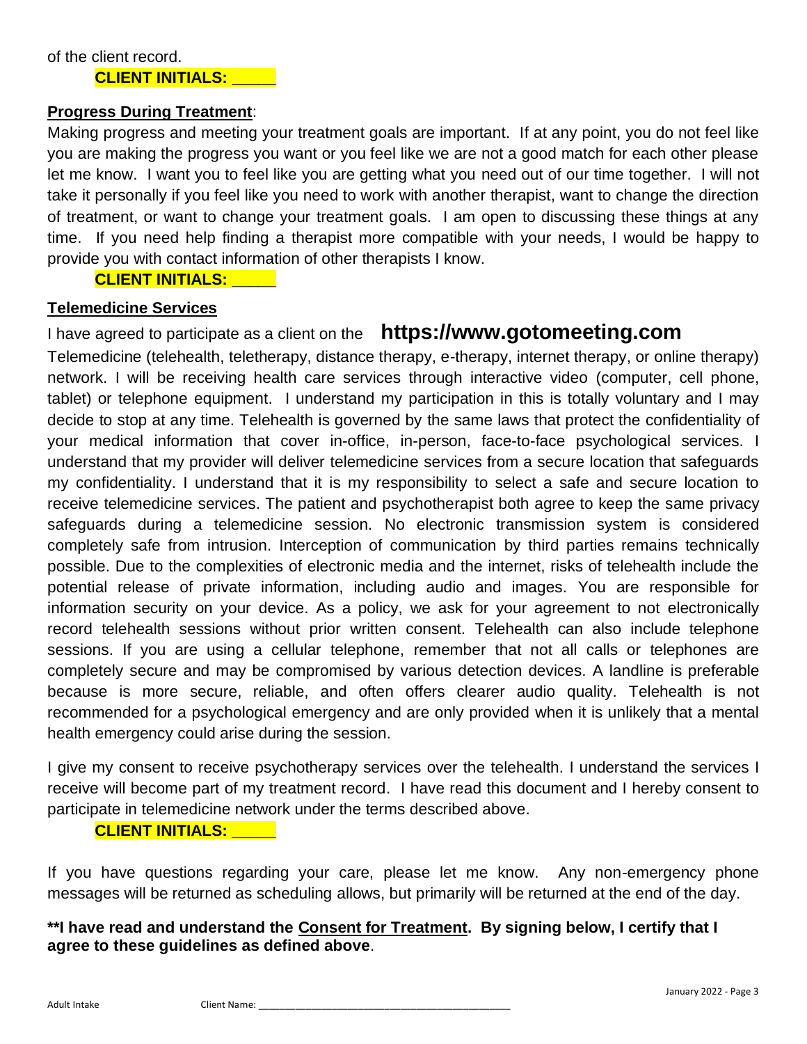of the client record.

**CLIENT INITIALS: _____**

**Progress During Treatment**:

Making progress and meeting your treatment goals are important. If at any point, you do not feel like you are making the progress you want or you feel like we are not a good match for each other please let me know. I want you to feel like you are getting what you need out of our time together. I will not take it personally if you feel like you need to work with another therapist, want to change the direction of treatment, or want to change your treatment goals. I am open to discussing these things at any time. If you need help finding a therapist more compatible with your needs, I would be happy to provide you with contact information of other therapists I know.

**CLIENT INITIALS: _____**

**Telemedicine Services**

I have agreed to participate as a client on the **https://www.gotomeeting.com** Telemedicine (telehealth, teletherapy, distance therapy, e-therapy, internet therapy, or online therapy) network. I will be receiving health care services through interactive video (computer, cell phone, tablet) or telephone equipment. I understand my participation in this is totally voluntary and I may decide to stop at any time. Telehealth is governed by the same laws that protect the confidentiality of your medical information that cover in-office, in-person, face-to-face psychological services. I understand that my provider will deliver telemedicine services from a secure location that safeguards my confidentiality. I understand that it is my responsibility to select a safe and secure location to receive telemedicine services. The patient and psychotherapist both agree to keep the same privacy safeguards during a telemedicine session. No electronic transmission system is considered completely safe from intrusion. Interception of communication by third parties remains technically possible. Due to the complexities of electronic media and the internet, risks of telehealth include the potential release of private information, including audio and images. You are responsible for information security on your device. As a policy, we ask for your agreement to not electronically record telehealth sessions without prior written consent. Telehealth can also include telephone sessions. If you are using a cellular telephone, remember that not all calls or telephones are completely secure and may be compromised by various detection devices. A landline is preferable because is more secure, reliable, and often offers clearer audio quality. Telehealth is not recommended for a psychological emergency and are only provided when it is unlikely that a mental health emergency could arise during the session.

I give my consent to receive psychotherapy services over the telehealth. I understand the services I receive will become part of my treatment record. I have read this document and I hereby consent to participate in telemedicine network under the terms described above.

**CLIENT INITIALS: _____**

If you have questions regarding your care, please let me know. Any non-emergency phone messages will be returned as scheduling allows, but primarily will be returned at the end of the day.

**\*\*I have read and understand the <u>Consent for Treatment</u>. By signing below, I certify that I agree to these guidelines as defined above**.

Adult Intake Client Name: ________________________________________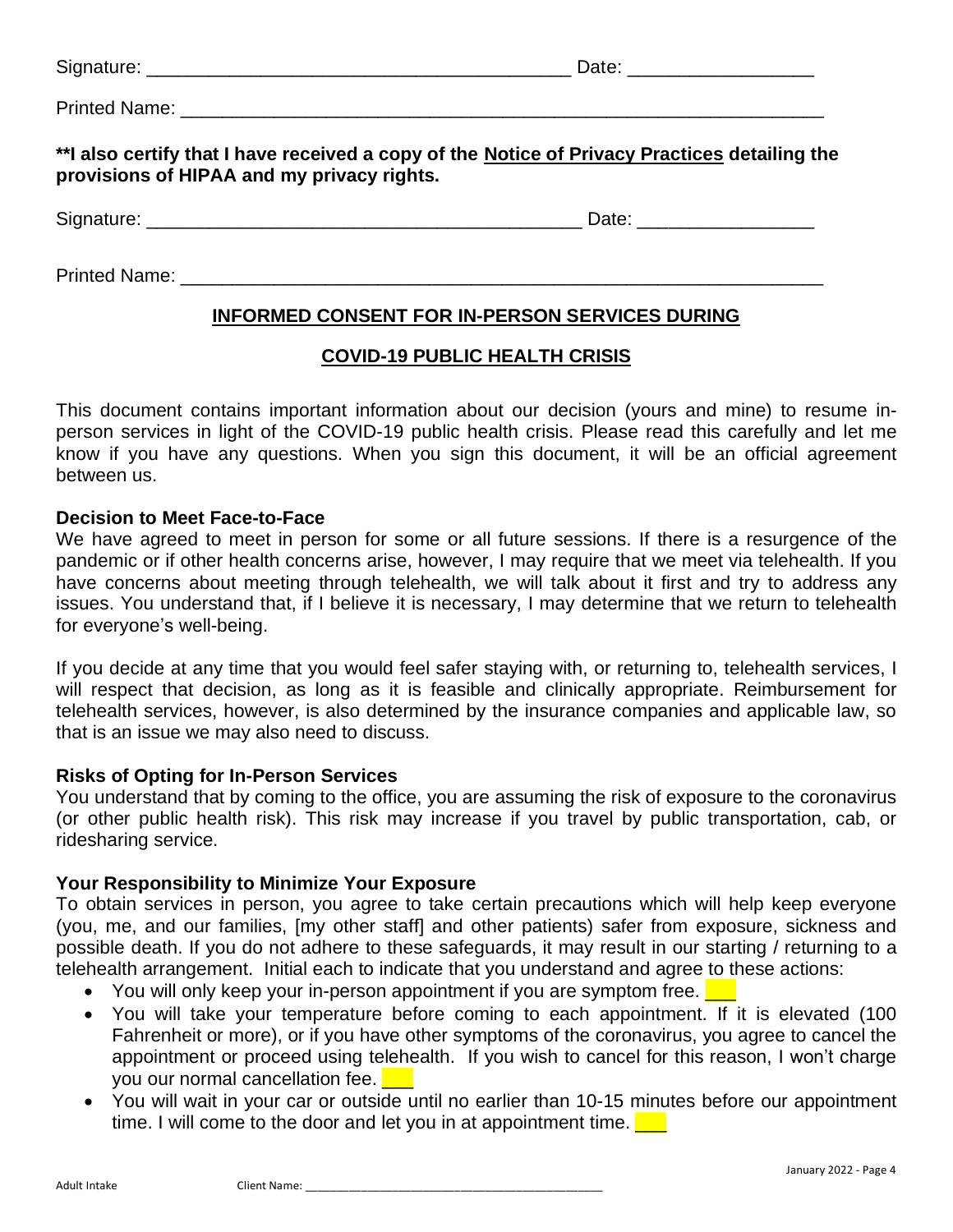Signature: _________________________________________ Date: __________________

Printed Name: ________________________________________________________________

**\*\*I also certify that I have received a copy of the Notice of Privacy Practices detailing the provisions of HIPAA and my privacy rights.**

Signature: __________________________________________ Date: _________________

Printed Name: ________________________________________________________________

## INFORMED CONSENT FOR IN-PERSON SERVICES DURING

## COVID-19 PUBLIC HEALTH CRISIS

This document contains important information about our decision (yours and mine) to resume in-person services in light of the COVID-19 public health crisis. Please read this carefully and let me know if you have any questions. When you sign this document, it will be an official agreement between us.

**Decision to Meet Face-to-Face**

We have agreed to meet in person for some or all future sessions. If there is a resurgence of the pandemic or if other health concerns arise, however, I may require that we meet via telehealth. If you have concerns about meeting through telehealth, we will talk about it first and try to address any issues. You understand that, if I believe it is necessary, I may determine that we return to telehealth for everyone's well-being.

If you decide at any time that you would feel safer staying with, or returning to, telehealth services, I will respect that decision, as long as it is feasible and clinically appropriate. Reimbursement for telehealth services, however, is also determined by the insurance companies and applicable law, so that is an issue we may also need to discuss.

**Risks of Opting for In-Person Services**

You understand that by coming to the office, you are assuming the risk of exposure to the coronavirus (or other public health risk). This risk may increase if you travel by public transportation, cab, or ridesharing service.

**Your Responsibility to Minimize Your Exposure**

To obtain services in person, you agree to take certain precautions which will help keep everyone (you, me, and our families, [my other staff] and other patients) safer from exposure, sickness and possible death. If you do not adhere to these safeguards, it may result in our starting / returning to a telehealth arrangement. Initial each to indicate that you understand and agree to these actions:

- You will only keep your in-person appointment if you are symptom free. ___
- You will take your temperature before coming to each appointment. If it is elevated (100 Fahrenheit or more), or if you have other symptoms of the coronavirus, you agree to cancel the appointment or proceed using telehealth. If you wish to cancel for this reason, I won't charge you our normal cancellation fee. ___
- You will wait in your car or outside until no earlier than 10-15 minutes before our appointment time. I will come to the door and let you in at appointment time. ___

Adult Intake Client Name: ____________________________________________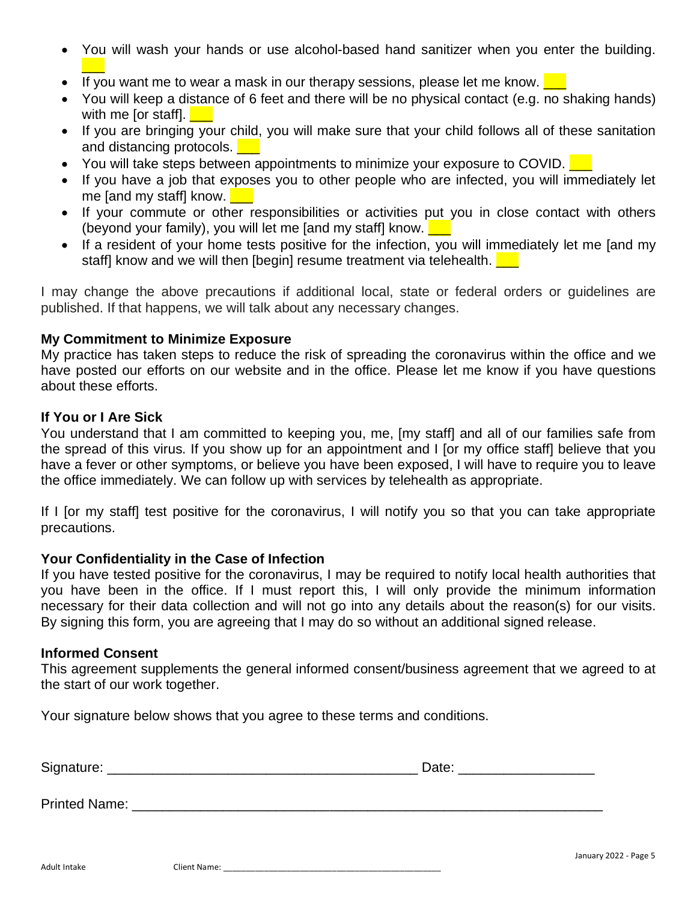- You will wash your hands or use alcohol-based hand sanitizer when you enter the building. ___
- If you want me to wear a mask in our therapy sessions, please let me know. ___
- You will keep a distance of 6 feet and there will be no physical contact (e.g. no shaking hands) with me [or staff]. ___
- If you are bringing your child, you will make sure that your child follows all of these sanitation and distancing protocols. ___
- You will take steps between appointments to minimize your exposure to COVID. ___
- If you have a job that exposes you to other people who are infected, you will immediately let me [and my staff] know. ___
- If your commute or other responsibilities or activities put you in close contact with others (beyond your family), you will let me [and my staff] know. ___
- If a resident of your home tests positive for the infection, you will immediately let me [and my staff] know and we will then [begin] resume treatment via telehealth. ___

I may change the above precautions if additional local, state or federal orders or guidelines are published. If that happens, we will talk about any necessary changes.

**My Commitment to Minimize Exposure**

My practice has taken steps to reduce the risk of spreading the coronavirus within the office and we have posted our efforts on our website and in the office. Please let me know if you have questions about these efforts.

**If You or I Are Sick**

You understand that I am committed to keeping you, me, [my staff] and all of our families safe from the spread of this virus. If you show up for an appointment and I [or my office staff] believe that you have a fever or other symptoms, or believe you have been exposed, I will have to require you to leave the office immediately. We can follow up with services by telehealth as appropriate.

If I [or my staff] test positive for the coronavirus, I will notify you so that you can take appropriate precautions.

**Your Confidentiality in the Case of Infection**

If you have tested positive for the coronavirus, I may be required to notify local health authorities that you have been in the office. If I must report this, I will only provide the minimum information necessary for their data collection and will not go into any details about the reason(s) for our visits. By signing this form, you are agreeing that I may do so without an additional signed release.

**Informed Consent**

This agreement supplements the general informed consent/business agreement that we agreed to at the start of our work together.

Your signature below shows that you agree to these terms and conditions.

Signature: ________________________________________ Date: __________________

Printed Name: ____________________________________________________________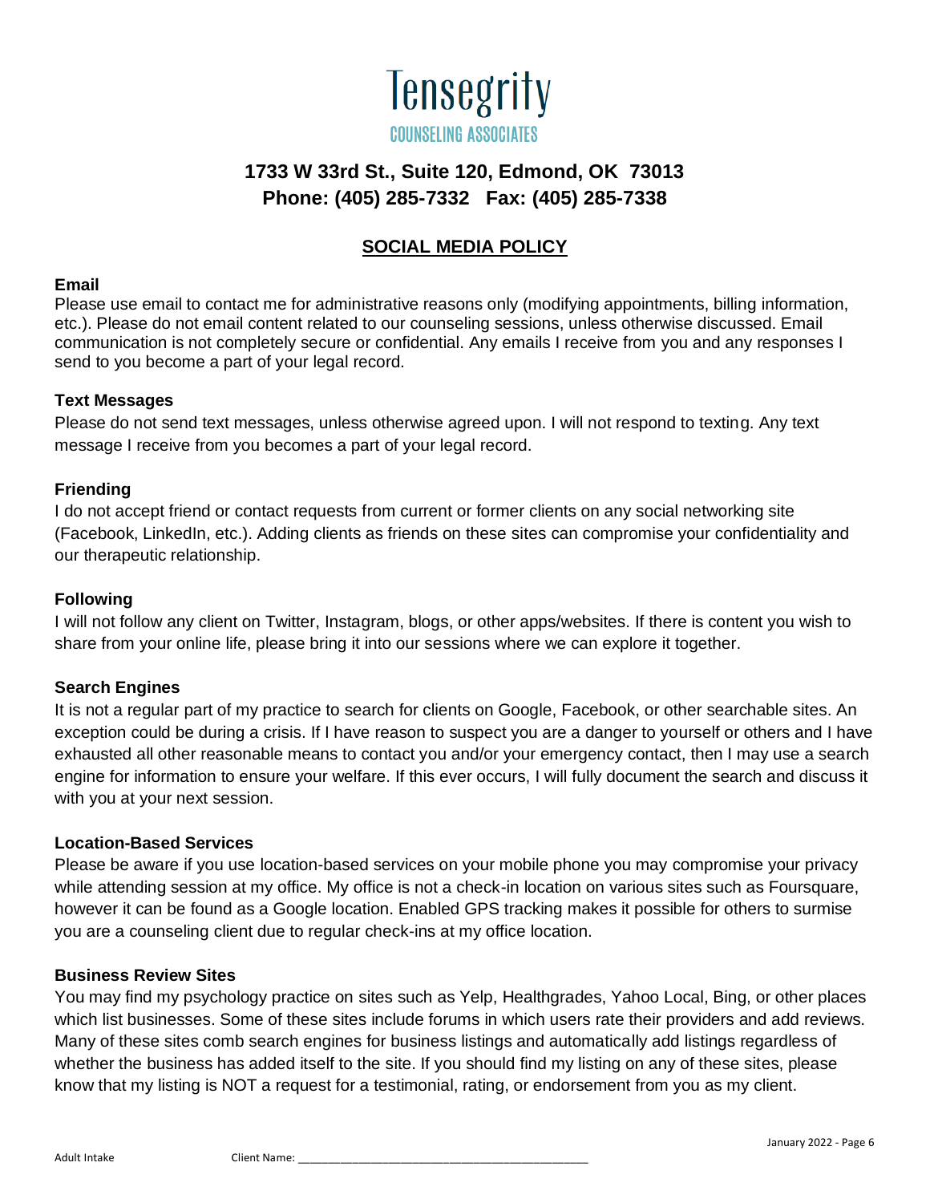# Tensegrity
## COUNSELING ASSOCIATES

**1733 W 33rd St., Suite 120, Edmond, OK 73013**
**Phone: (405) 285-7332 Fax: (405) 285-7338**

## SOCIAL MEDIA POLICY

**Email**
Please use email to contact me for administrative reasons only (modifying appointments, billing information, etc.). Please do not email content related to our counseling sessions, unless otherwise discussed. Email communication is not completely secure or confidential. Any emails I receive from you and any responses I send to you become a part of your legal record.

**Text Messages**
Please do not send text messages, unless otherwise agreed upon. I will not respond to texting. Any text message I receive from you becomes a part of your legal record.

**Friending**
I do not accept friend or contact requests from current or former clients on any social networking site (Facebook, LinkedIn, etc.). Adding clients as friends on these sites can compromise your confidentiality and our therapeutic relationship.

**Following**
I will not follow any client on Twitter, Instagram, blogs, or other apps/websites. If there is content you wish to share from your online life, please bring it into our sessions where we can explore it together.

**Search Engines**
It is not a regular part of my practice to search for clients on Google, Facebook, or other searchable sites. An exception could be during a crisis. If I have reason to suspect you are a danger to yourself or others and I have exhausted all other reasonable means to contact you and/or your emergency contact, then I may use a search engine for information to ensure your welfare. If this ever occurs, I will fully document the search and discuss it with you at your next session.

**Location-Based Services**
Please be aware if you use location-based services on your mobile phone you may compromise your privacy while attending session at my office. My office is not a check-in location on various sites such as Foursquare, however it can be found as a Google location. Enabled GPS tracking makes it possible for others to surmise you are a counseling client due to regular check-ins at my office location.

**Business Review Sites**
You may find my psychology practice on sites such as Yelp, Healthgrades, Yahoo Local, Bing, or other places which list businesses. Some of these sites include forums in which users rate their providers and add reviews. Many of these sites comb search engines for business listings and automatically add listings regardless of whether the business has added itself to the site. If you should find my listing on any of these sites, please know that my listing is NOT a request for a testimonial, rating, or endorsement from you as my client.

Client Name: ___________________________________________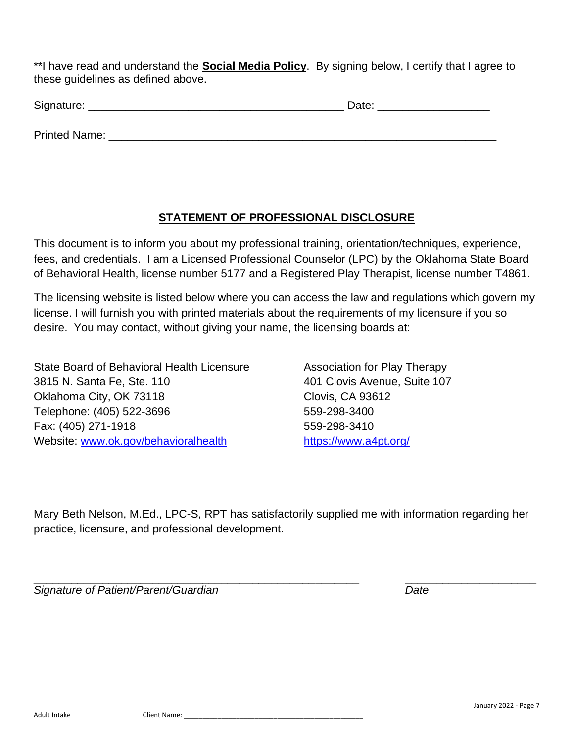**I have read and understand the **Social Media Policy**. By signing below, I certify that I agree to these guidelines as defined above.

Signature: ________________________________________ Date: _________________

Printed Name: ____________________________________________________________

## STATEMENT OF PROFESSIONAL DISCLOSURE

This document is to inform you about my professional training, orientation/techniques, experience, fees, and credentials. I am a Licensed Professional Counselor (LPC) by the Oklahoma State Board of Behavioral Health, license number 5177 and a Registered Play Therapist, license number T4861.

The licensing website is listed below where you can access the law and regulations which govern my license. I will furnish you with printed materials about the requirements of my licensure if you so desire. You may contact, without giving your name, the licensing boards at:

State Board of Behavioral Health Licensure
3815 N. Santa Fe, Ste. 110
Oklahoma City, OK 73118
Telephone: (405) 522-3696
Fax: (405) 271-1918
Website: www.ok.gov/behavioralhealth

Association for Play Therapy
401 Clovis Avenue, Suite 107
Clovis, CA 93612
559-298-3400
559-298-3410
https://www.a4pt.org/

Mary Beth Nelson, M.Ed., LPC-S, RPT has satisfactorily supplied me with information regarding her practice, licensure, and professional development.

_____________________________________________________ _____________________

*Signature of Patient/Parent/Guardian* *Date*

Adult Intake Client Name: ____________________________________________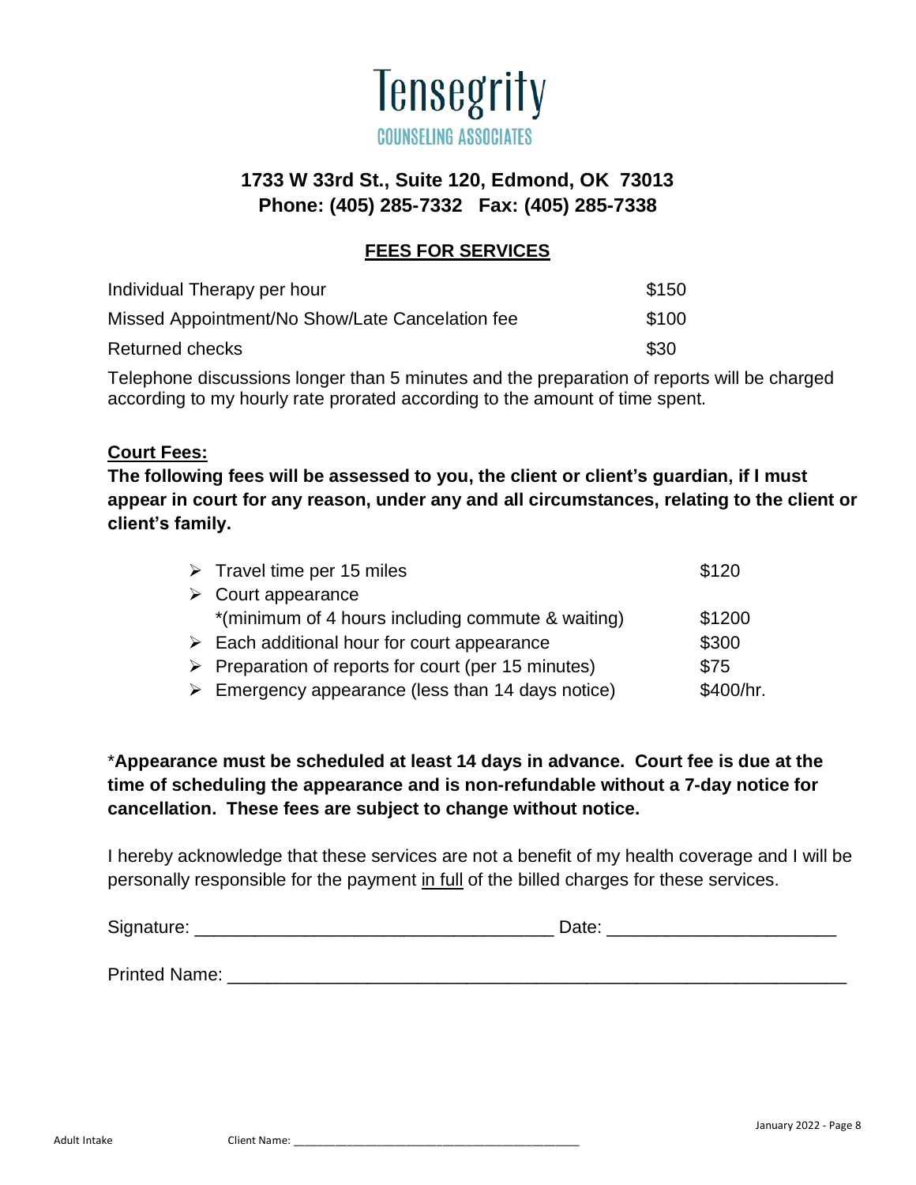# Tensegrity

COUNSELING ASSOCIATES

**1733 W 33rd St., Suite 120, Edmond, OK 73013**
**Phone: (405) 285-7332 Fax: (405) 285-7338**

## FEES FOR SERVICES

| | |
|---|---|
| Individual Therapy per hour | $150 |
| Missed Appointment/No Show/Late Cancelation fee | $100 |
| Returned checks | $30 |

Telephone discussions longer than 5 minutes and the preparation of reports will be charged according to my hourly rate prorated according to the amount of time spent.

**Court Fees:**

**The following fees will be assessed to you, the client or client's guardian, if I must appear in court for any reason, under any and all circumstances, relating to the client or client's family.**

| | |
|---|---|
| ➢ Travel time per 15 miles | $120 |
| ➢ Court appearance *(minimum of 4 hours including commute & waiting) | $1200 |
| ➢ Each additional hour for court appearance | $300 |
| ➢ Preparation of reports for court (per 15 minutes) | $75 |
| ➢ Emergency appearance (less than 14 days notice) | $400/hr. |

*__Appearance must be scheduled at least 14 days in advance. Court fee is due at the time of scheduling the appearance and is non-refundable without a 7-day notice for cancellation. These fees are subject to change without notice.__

I hereby acknowledge that these services are not a benefit of my health coverage and I will be personally responsible for the payment in full of the billed charges for these services.

Signature: ___________________________________ Date: ______________________

Printed Name: ____________________________________________________________

Adult Intake Client Name: ____________________________________________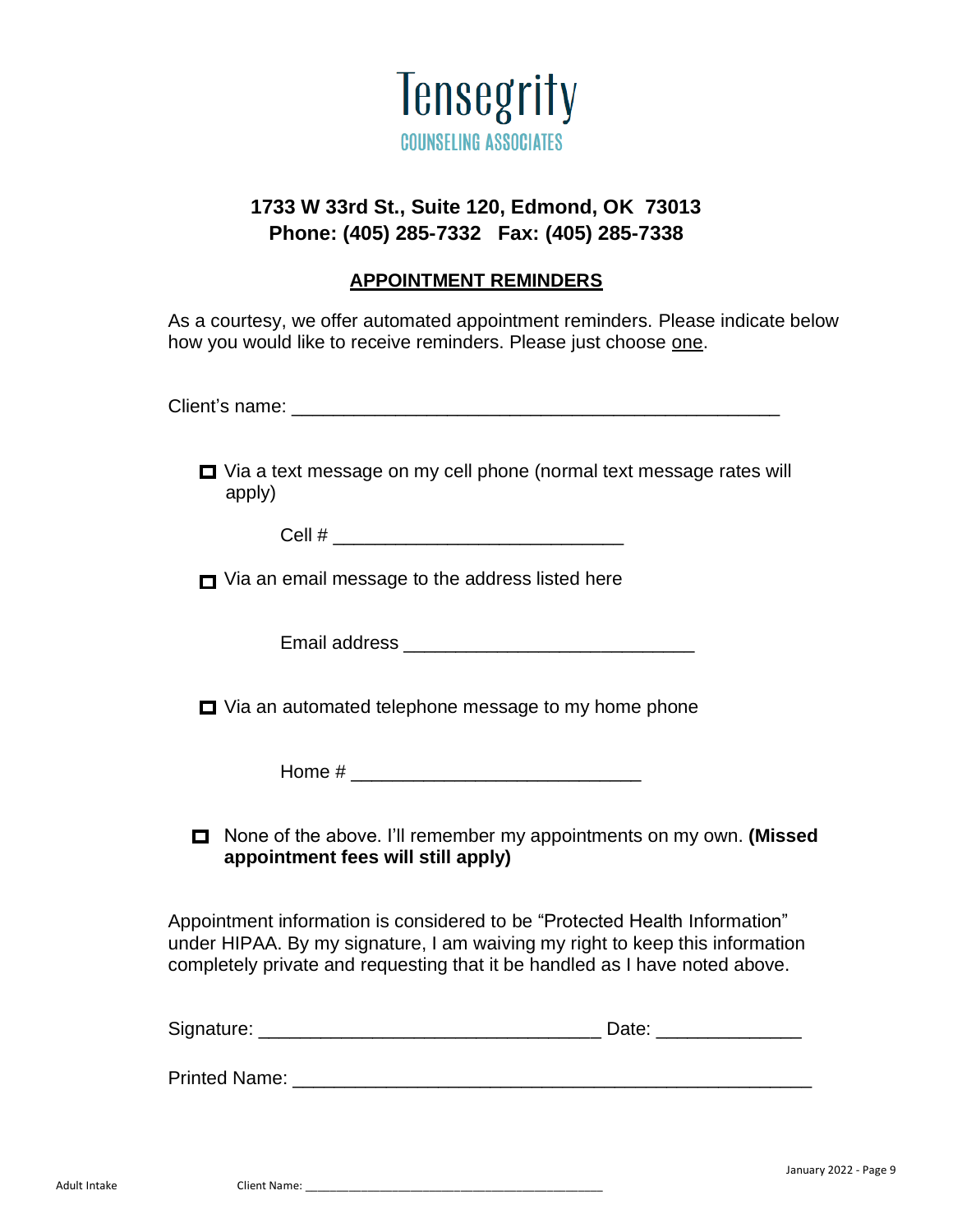# Tensegrity

COUNSELING ASSOCIATES

**1733 W 33rd St., Suite 120, Edmond, OK 73013**
**Phone: (405) 285-7332 Fax: (405) 285-7338**

## APPOINTMENT REMINDERS

As a courtesy, we offer automated appointment reminders. Please indicate below how you would like to receive reminders. Please just choose one.

Client's name: ______________________________________________

☐ Via a text message on my cell phone (normal text message rates will apply)

Cell # ___________________________

☐ Via an email message to the address listed here

Email address ___________________________

☐ Via an automated telephone message to my home phone

Home # ___________________________

☐ None of the above. I'll remember my appointments on my own. **(Missed appointment fees will still apply)**

Appointment information is considered to be "Protected Health Information" under HIPAA. By my signature, I am waiving my right to keep this information completely private and requesting that it be handled as I have noted above.

Signature: ________________________________ Date: _____________

Printed Name: ________________________________________________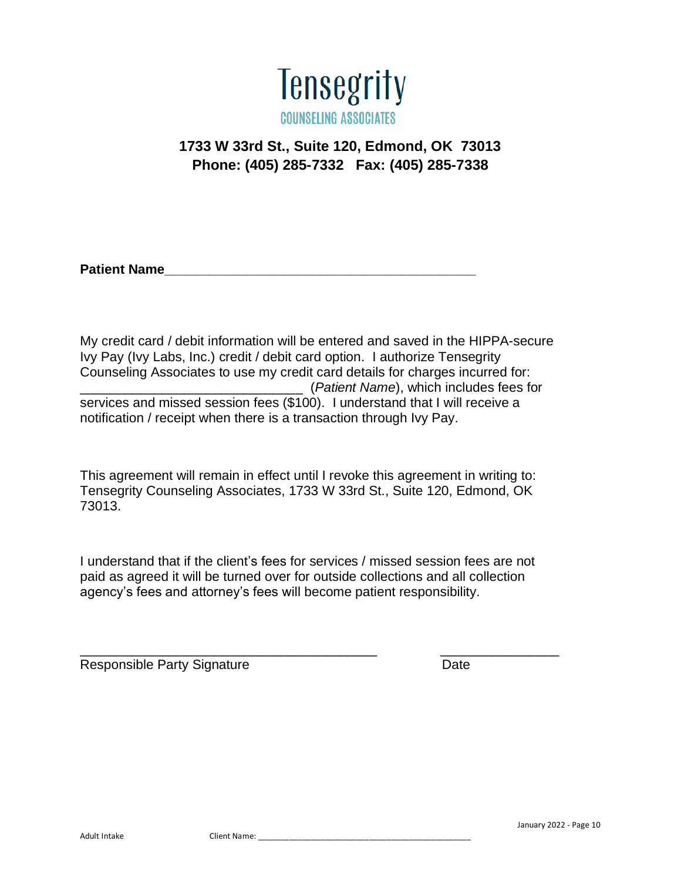# Tensegrity

COUNSELING ASSOCIATES

**1733 W 33rd St., Suite 120, Edmond, OK 73013**
**Phone: (405) 285-7332 Fax: (405) 285-7338**

**Patient Name**___________________________________________

My credit card / debit information will be entered and saved in the HIPPA-secure Ivy Pay (Ivy Labs, Inc.) credit / debit card option. I authorize Tensegrity Counseling Associates to use my credit card details for charges incurred for: ______________________________ (*Patient Name*), which includes fees for services and missed session fees ($100). I understand that I will receive a notification / receipt when there is a transaction through Ivy Pay.

This agreement will remain in effect until I revoke this agreement in writing to: Tensegrity Counseling Associates, 1733 W 33rd St., Suite 120, Edmond, OK 73013.

I understand that if the client's fees for services / missed session fees are not paid as agreed it will be turned over for outside collections and all collection agency's fees and attorney's fees will become patient responsibility.

_________________________________________ ________________
Responsible Party Signature Date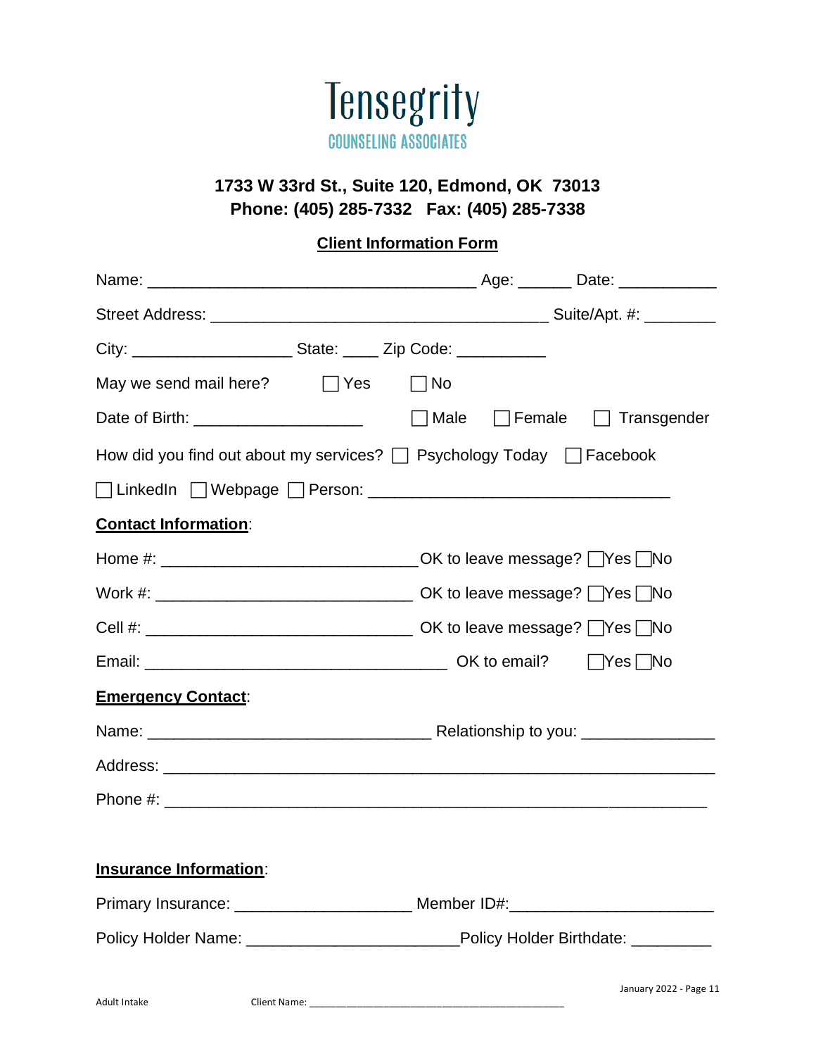# Tensegrity
## COUNSELING ASSOCIATES

**1733 W 33rd St., Suite 120, Edmond, OK 73013**
**Phone: (405) 285-7332 Fax: (405) 285-7338**

**Client Information Form**

Name: ___________________________________ Age: ______ Date: ___________

Street Address: ____________________________________ Suite/Apt. #: ________

City: _________________ State: ____ Zip Code: __________

May we send mail here? ☐ Yes ☐ No

Date of Birth: __________________ ☐ Male ☐ Female ☐ Transgender

How did you find out about my services? ☐ Psychology Today ☐ Facebook

☐ LinkedIn ☐ Webpage ☐ Person: ________________________________

**Contact Information**:

Home #: ___________________________ OK to leave message? ☐ Yes ☐ No

Work #: ___________________________ OK to leave message? ☐ Yes ☐ No

Cell #: ____________________________ OK to leave message? ☐ Yes ☐ No

Email: ________________________________ OK to email? ☐ Yes ☐ No

**Emergency Contact**:

Name: ______________________________ Relationship to you: ______________

Address: ____________________________________________________________

Phone #: ___________________________________________________________

**Insurance Information**:

Primary Insurance: ___________________ Member ID#: ______________________

Policy Holder Name: ______________________ Policy Holder Birthdate: _________

Adult Intake Client Name: ____________________________________________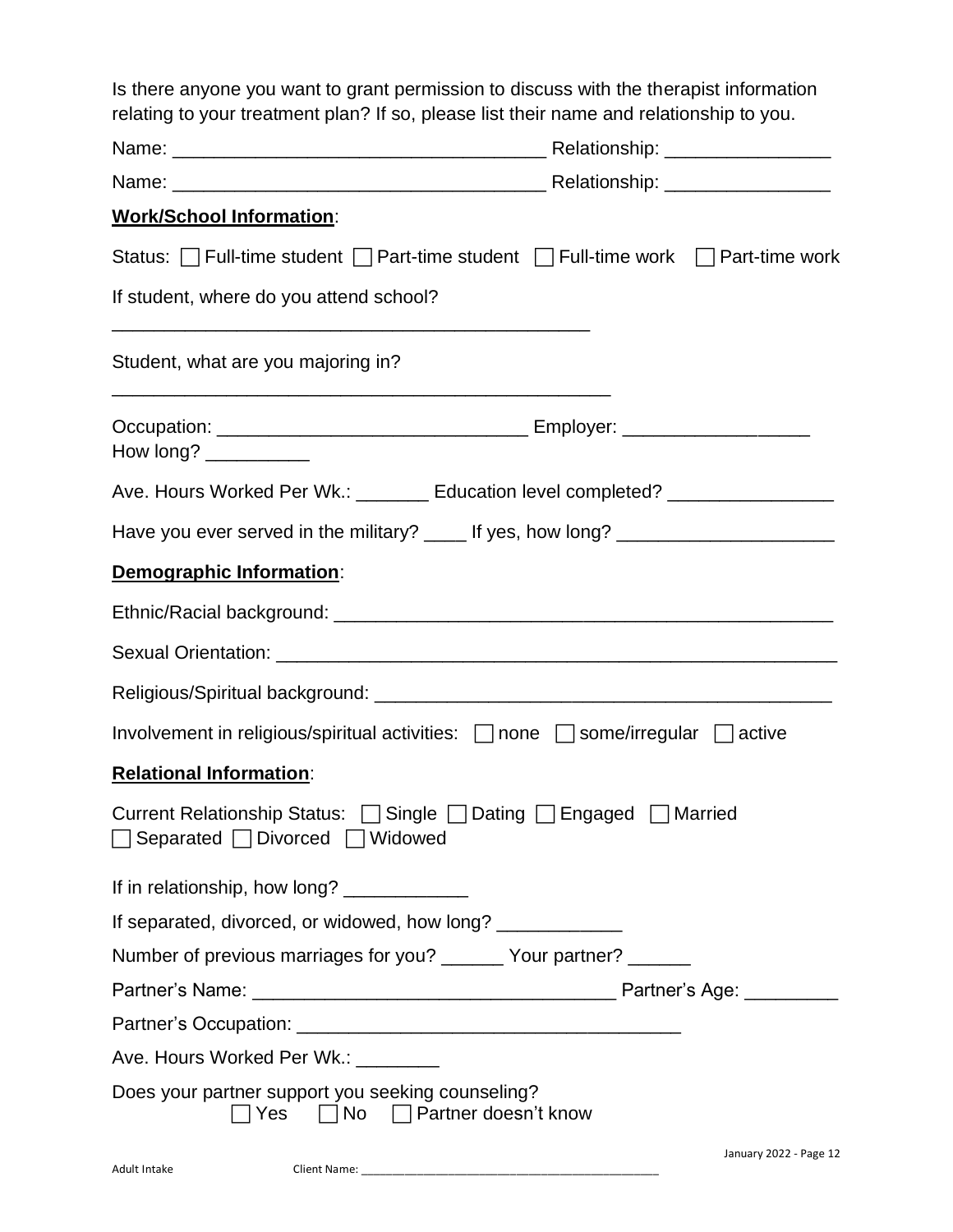Is there anyone you want to grant permission to discuss with the therapist information relating to your treatment plan? If so, please list their name and relationship to you.

Name: ___________________________________ Relationship: ________________

Name: ___________________________________ Relationship: ________________

**Work/School Information**:

Status: ☐ Full-time student ☐ Part-time student ☐ Full-time work ☐ Part-time work

If student, where do you attend school?

_____________________________________________

Student, what are you majoring in?

_____________________________________________

Occupation: ____________________________ Employer: _________________

How long? __________

Ave. Hours Worked Per Wk.: _______ Education level completed? ________________

Have you ever served in the military? ____ If yes, how long? ____________________

**Demographic Information**:

Ethnic/Racial background: ______________________________________________

Sexual Orientation: ____________________________________________________

Religious/Spiritual background: __________________________________________

Involvement in religious/spiritual activities: ☐ none ☐ some/irregular ☐ active

**Relational Information**:

Current Relationship Status: ☐ Single ☐ Dating ☐ Engaged ☐ Married
☐ Separated ☐ Divorced ☐ Widowed

If in relationship, how long? ____________

If separated, divorced, or widowed, how long? ____________

Number of previous marriages for you? ______ Your partner? ______

Partner's Name: _________________________________ Partner's Age: _________

Partner's Occupation: ___________________________________

Ave. Hours Worked Per Wk.: ________

Does your partner support you seeking counseling?
☐ Yes ☐ No ☐ Partner doesn't know

Adult Intake Client Name: ____________________________________________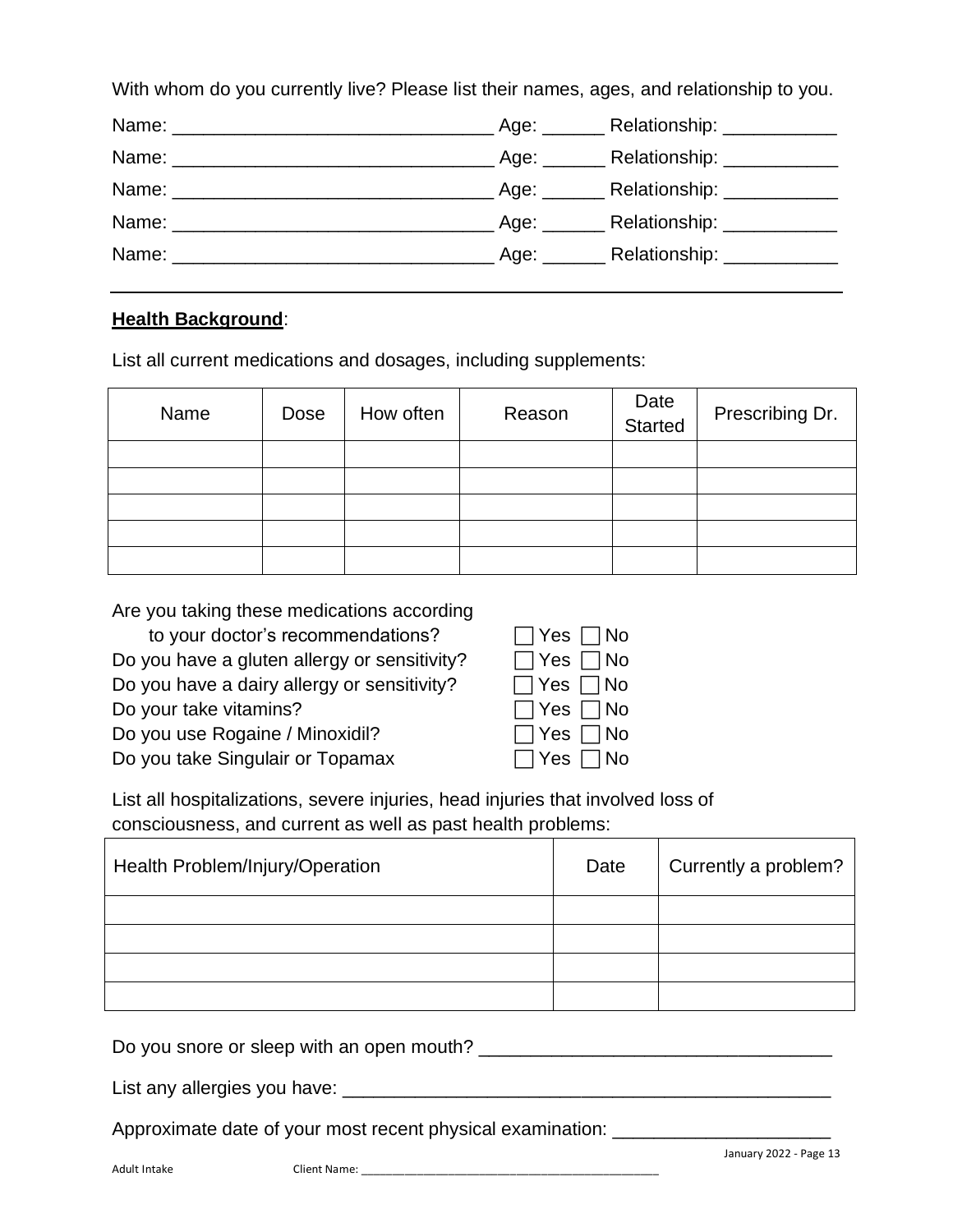With whom do you currently live? Please list their names, ages, and relationship to you.

Name: ______________________________ Age: ______ Relationship: ___________

Name: ______________________________ Age: ______ Relationship: ___________

Name: ______________________________ Age: ______ Relationship: ___________

Name: ______________________________ Age: ______ Relationship: ___________

Name: ______________________________ Age: ______ Relationship: ___________

---

**Health Background**:

List all current medications and dosages, including supplements:

| Name | Dose | How often | Reason | Date Started | Prescribing Dr. |
|---|---|---|---|---|---|
| | | | | | |
| | | | | | |
| | | | | | |
| | | | | | |
| | | | | | |

Are you taking these medications according to your doctor's recommendations? ☐ Yes ☐ No

Do you have a gluten allergy or sensitivity? ☐ Yes ☐ No

Do you have a dairy allergy or sensitivity? ☐ Yes ☐ No

Do your take vitamins? ☐ Yes ☐ No

Do you use Rogaine / Minoxidil? ☐ Yes ☐ No

Do you take Singulair or Topamax ☐ Yes ☐ No

List all hospitalizations, severe injuries, head injuries that involved loss of consciousness, and current as well as past health problems:

| Health Problem/Injury/Operation | Date | Currently a problem? |
|---|---|---|
| | | |
| | | |
| | | |
| | | |

Do you snore or sleep with an open mouth? _________________________________

List any allergies you have: _________________________________________________

Approximate date of your most recent physical examination: _____________________

Adult Intake Client Name: _____________________________________________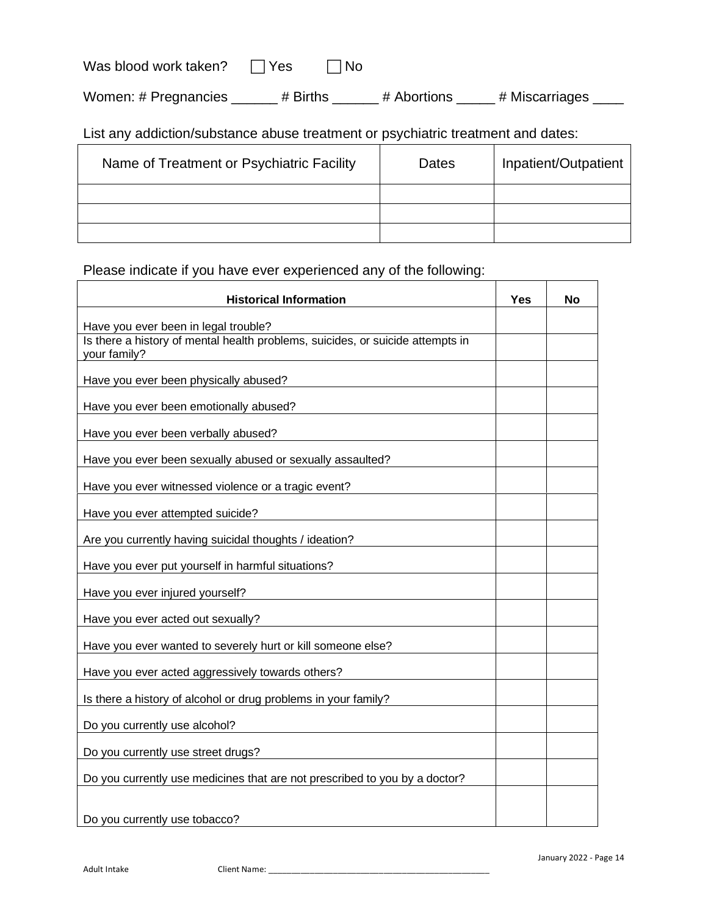Was blood work taken? ☐ Yes ☐ No

Women: # Pregnancies ______ # Births ______ # Abortions _____ # Miscarriages ____

List any addiction/substance abuse treatment or psychiatric treatment and dates:

| Name of Treatment or Psychiatric Facility | Dates | Inpatient/Outpatient |
|---|---|---|
| | | |
| | | |
| | | |

Please indicate if you have ever experienced any of the following:

| **Historical Information** | **Yes** | **No** |
|---|---|---|
| Have you ever been in legal trouble? | | |
| Is there a history of mental health problems, suicides, or suicide attempts in your family? | | |
| Have you ever been physically abused? | | |
| Have you ever been emotionally abused? | | |
| Have you ever been verbally abused? | | |
| Have you ever been sexually abused or sexually assaulted? | | |
| Have you ever witnessed violence or a tragic event? | | |
| Have you ever attempted suicide? | | |
| Are you currently having suicidal thoughts / ideation? | | |
| Have you ever put yourself in harmful situations? | | |
| Have you ever injured yourself? | | |
| Have you ever acted out sexually? | | |
| Have you ever wanted to severely hurt or kill someone else? | | |
| Have you ever acted aggressively towards others? | | |
| Is there a history of alcohol or drug problems in your family? | | |
| Do you currently use alcohol? | | |
| Do you currently use street drugs? | | |
| Do you currently use medicines that are not prescribed to you by a doctor? | | |
| Do you currently use tobacco? | | |

Adult Intake Client Name: ______________________________________________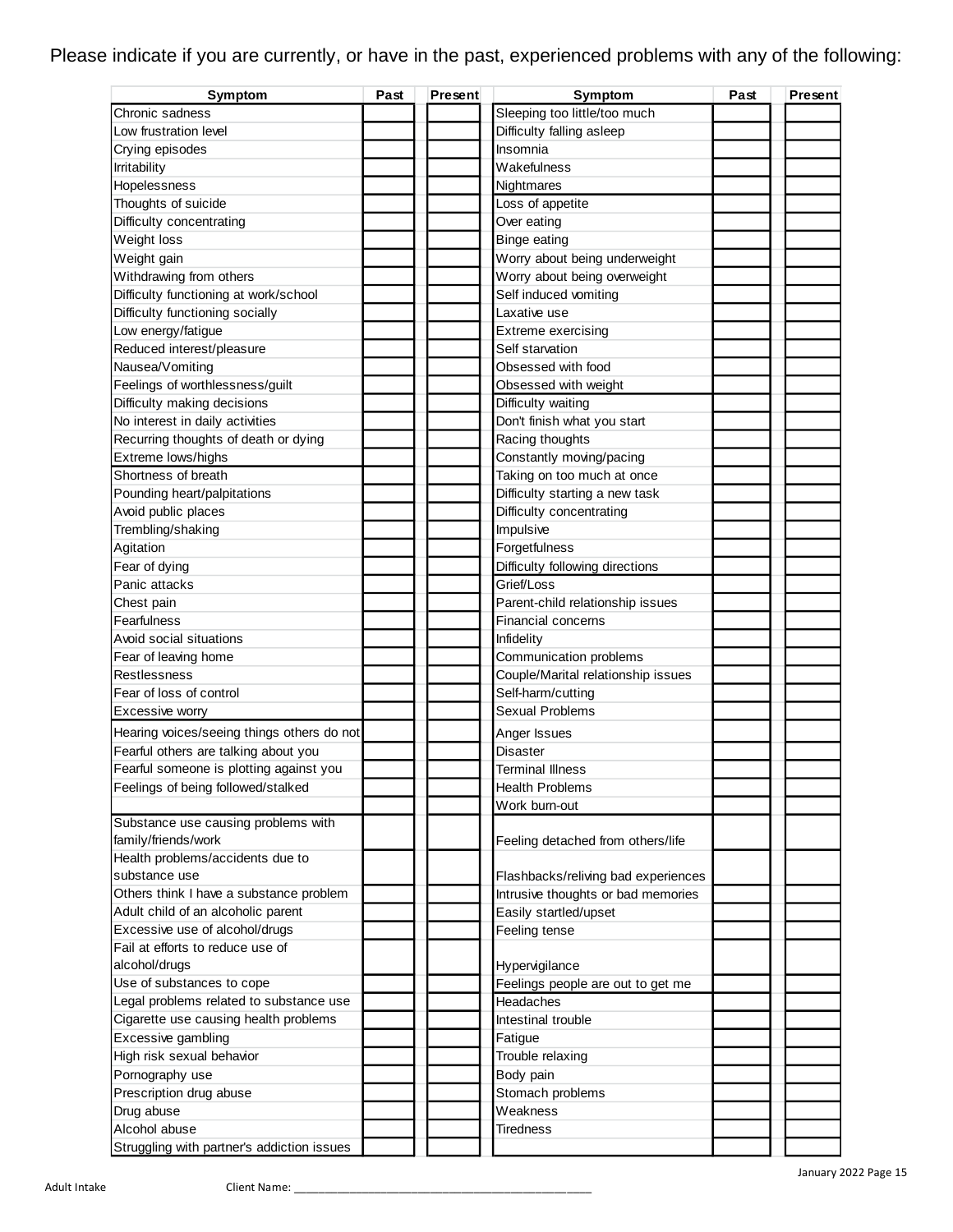Please indicate if you are currently, or have in the past, experienced problems with any of the following:

| Symptom | Past | Present | Symptom | Past | Present |
|---|---|---|---|---|---|
| Chronic sadness | | | Sleeping too little/too much | | |
| Low frustration level | | | Difficulty falling asleep | | |
| Crying episodes | | | Insomnia | | |
| Irritability | | | Wakefulness | | |
| Hopelessness | | | Nightmares | | |
| Thoughts of suicide | | | Loss of appetite | | |
| Difficulty concentrating | | | Over eating | | |
| Weight loss | | | Binge eating | | |
| Weight gain | | | Worry about being underweight | | |
| Withdrawing from others | | | Worry about being overweight | | |
| Difficulty functioning at work/school | | | Self induced vomiting | | |
| Difficulty functioning socially | | | Laxative use | | |
| Low energy/fatigue | | | Extreme exercising | | |
| Reduced interest/pleasure | | | Self starvation | | |
| Nausea/Vomiting | | | Obsessed with food | | |
| Feelings of worthlessness/guilt | | | Obsessed with weight | | |
| Difficulty making decisions | | | Difficulty waiting | | |
| No interest in daily activities | | | Don't finish what you start | | |
| Recurring thoughts of death or dying | | | Racing thoughts | | |
| Extreme lows/highs | | | Constantly moving/pacing | | |
| Shortness of breath | | | Taking on too much at once | | |
| Pounding heart/palpitations | | | Difficulty starting a new task | | |
| Avoid public places | | | Difficulty concentrating | | |
| Trembling/shaking | | | Impulsive | | |
| Agitation | | | Forgetfulness | | |
| Fear of dying | | | Difficulty following directions | | |
| Panic attacks | | | Grief/Loss | | |
| Chest pain | | | Parent-child relationship issues | | |
| Fearfulness | | | Financial concerns | | |
| Avoid social situations | | | Infidelity | | |
| Fear of leaving home | | | Communication problems | | |
| Restlessness | | | Couple/Marital relationship issues | | |
| Fear of loss of control | | | Self-harm/cutting | | |
| Excessive worry | | | Sexual Problems | | |
| Hearing voices/seeing things others do not | | | Anger Issues | | |
| Fearful others are talking about you | | | Disaster | | |
| Fearful someone is plotting against you | | | Terminal Illness | | |
| Feelings of being followed/stalked | | | Health Problems | | |
| | | | Work burn-out | | |
| Substance use causing problems with family/friends/work | | | Feeling detached from others/life | | |
| Health problems/accidents due to substance use | | | Flashbacks/reliving bad experiences | | |
| Others think I have a substance problem | | | Intrusive thoughts or bad memories | | |
| Adult child of an alcoholic parent | | | Easily startled/upset | | |
| Excessive use of alcohol/drugs | | | Feeling tense | | |
| Fail at efforts to reduce use of alcohol/drugs | | | Hypervigilance | | |
| Use of substances to cope | | | Feelings people are out to get me | | |
| Legal problems related to substance use | | | Headaches | | |
| Cigarette use causing health problems | | | Intestinal trouble | | |
| Excessive gambling | | | Fatigue | | |
| High risk sexual behavior | | | Trouble relaxing | | |
| Pornography use | | | Body pain | | |
| Prescription drug abuse | | | Stomach problems | | |
| Drug abuse | | | Weakness | | |
| Alcohol abuse | | | Tiredness | | |
| Struggling with partner's addiction issues | | | | | |

Adult Intake Client Name: ______________________________________________